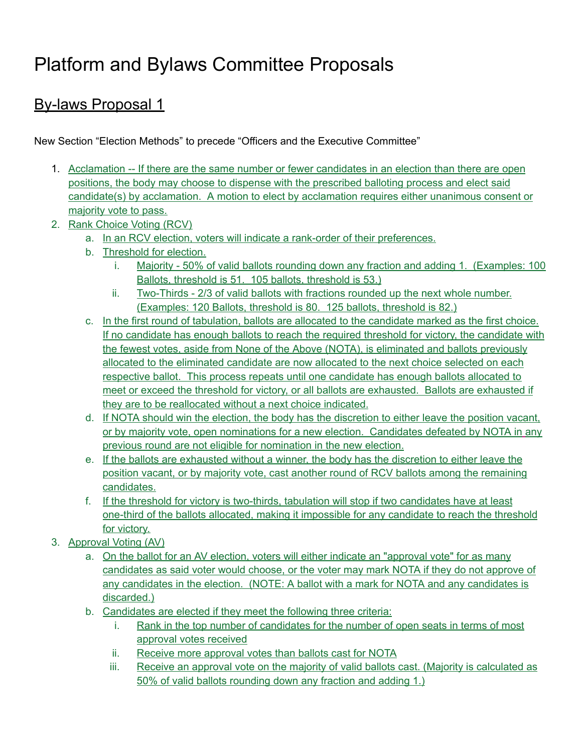# Platform and Bylaws Committee Proposals

## By-laws Proposal 1

New Section "Election Methods" to precede "Officers and the Executive Committee"

1. Acclamation -- If there are the same number or fewer candidates in an election than there are open positions, the body may choose to dispense with the prescribed balloting process and elect said candidate(s) by acclamation. A motion to elect by acclamation requires either unanimous consent or majority vote to pass.
2. Rank Choice Voting (RCV)
    a. In an RCV election, voters will indicate a rank-order of their preferences.
    b. Threshold for election.
        i. Majority - 50% of valid ballots rounding down any fraction and adding 1. (Examples: 100 Ballots, threshold is 51. 105 ballots, threshold is 53.)
        ii. Two-Thirds - 2/3 of valid ballots with fractions rounded up the next whole number. (Examples: 120 Ballots, threshold is 80. 125 ballots, threshold is 82.)
    c. In the first round of tabulation, ballots are allocated to the candidate marked as the first choice. If no candidate has enough ballots to reach the required threshold for victory, the candidate with the fewest votes, aside from None of the Above (NOTA), is eliminated and ballots previously allocated to the eliminated candidate are now allocated to the next choice selected on each respective ballot. This process repeats until one candidate has enough ballots allocated to meet or exceed the threshold for victory, or all ballots are exhausted. Ballots are exhausted if they are to be reallocated without a next choice indicated.
    d. If NOTA should win the election, the body has the discretion to either leave the position vacant, or by majority vote, open nominations for a new election. Candidates defeated by NOTA in any previous round are not eligible for nomination in the new election.
    e. If the ballots are exhausted without a winner, the body has the discretion to either leave the position vacant, or by majority vote, cast another round of RCV ballots among the remaining candidates.
    f. If the threshold for victory is two-thirds, tabulation will stop if two candidates have at least one-third of the ballots allocated, making it impossible for any candidate to reach the threshold for victory.
3. Approval Voting (AV)
    a. On the ballot for an AV election, voters will either indicate an "approval vote" for as many candidates as said voter would choose, or the voter may mark NOTA if they do not approve of any candidates in the election. (NOTE: A ballot with a mark for NOTA and any candidates is discarded.)
    b. Candidates are elected if they meet the following three criteria:
        i. Rank in the top number of candidates for the number of open seats in terms of most approval votes received
        ii. Receive more approval votes than ballots cast for NOTA
        iii. Receive an approval vote on the majority of valid ballots cast. (Majority is calculated as 50% of valid ballots rounding down any fraction and adding 1.)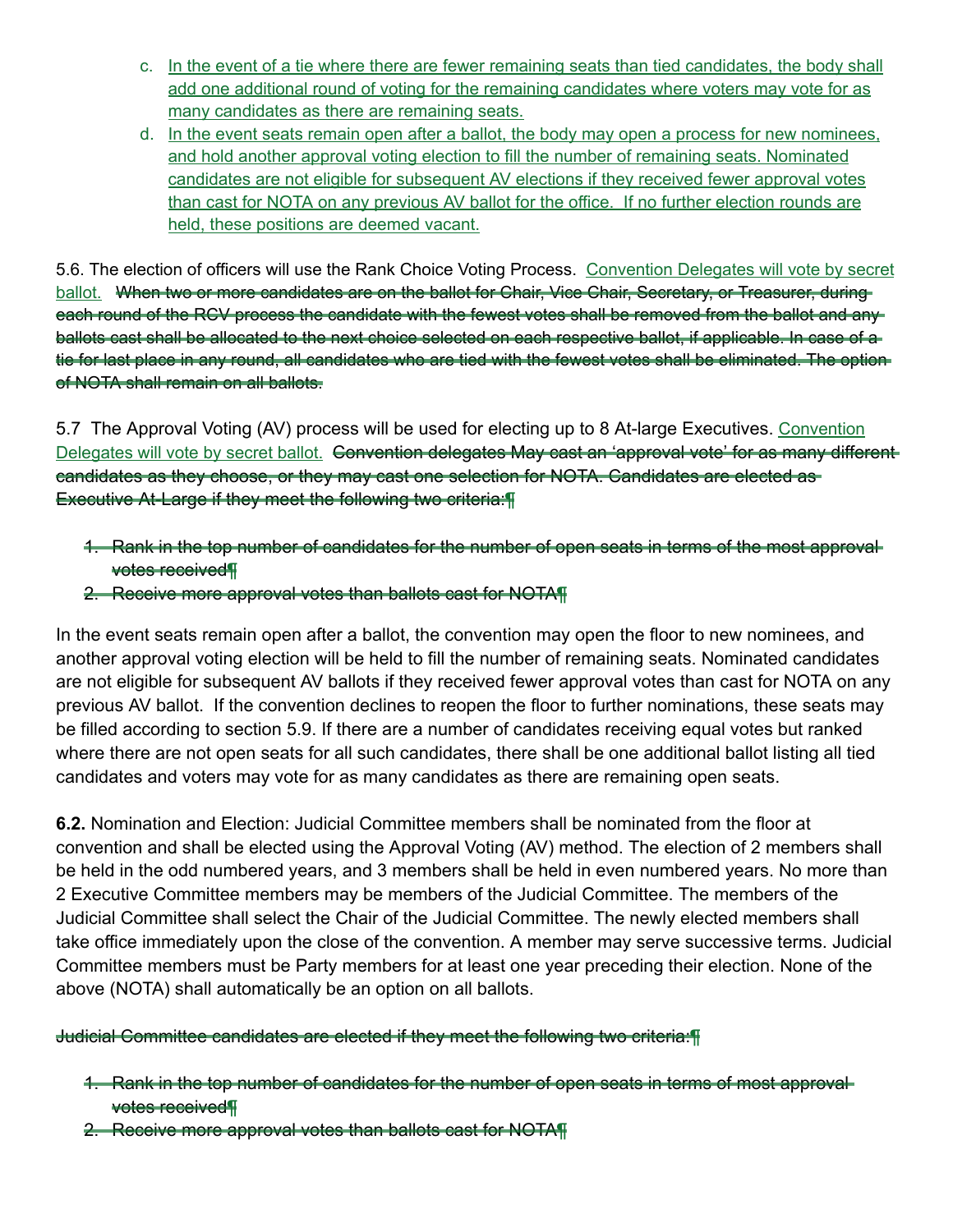c. In the event of a tie where there are fewer remaining seats than tied candidates, the body shall add one additional round of voting for the remaining candidates where voters may vote for as many candidates as there are remaining seats.

d. In the event seats remain open after a ballot, the body may open a process for new nominees, and hold another approval voting election to fill the number of remaining seats. Nominated candidates are not eligible for subsequent AV elections if they received fewer approval votes than cast for NOTA on any previous AV ballot for the office. If no further election rounds are held, these positions are deemed vacant.

5.6. The election of officers will use the Rank Choice Voting Process. Convention Delegates will vote by secret ballot. ~~When two or more candidates are on the ballot for Chair, Vice Chair, Secretary, or Treasurer, during each round of the RCV process the candidate with the fewest votes shall be removed from the ballot and any ballots cast shall be allocated to the next choice selected on each respective ballot, if applicable. In case of a tie for last place in any round, all candidates who are tied with the fewest votes shall be eliminated. The option of NOTA shall remain on all ballots.~~

5.7 The Approval Voting (AV) process will be used for electing up to 8 At-large Executives. Convention Delegates will vote by secret ballot. ~~Convention delegates May cast an 'approval vote' for as many different candidates as they choose, or they may cast one selection for NOTA. Candidates are elected as Executive At-Large if they meet the following two criteria:¶~~

1. ~~Rank in the top number of candidates for the number of open seats in terms of the most approval votes received¶~~
2. ~~Receive more approval votes than ballots cast for NOTA¶~~

In the event seats remain open after a ballot, the convention may open the floor to new nominees, and another approval voting election will be held to fill the number of remaining seats. Nominated candidates are not eligible for subsequent AV ballots if they received fewer approval votes than cast for NOTA on any previous AV ballot. If the convention declines to reopen the floor to further nominations, these seats may be filled according to section 5.9. If there are a number of candidates receiving equal votes but ranked where there are not open seats for all such candidates, there shall be one additional ballot listing all tied candidates and voters may vote for as many candidates as there are remaining open seats.

**6.2.** Nomination and Election: Judicial Committee members shall be nominated from the floor at convention and shall be elected using the Approval Voting (AV) method. The election of 2 members shall be held in the odd numbered years, and 3 members shall be held in even numbered years. No more than 2 Executive Committee members may be members of the Judicial Committee. The members of the Judicial Committee shall select the Chair of the Judicial Committee. The newly elected members shall take office immediately upon the close of the convention. A member may serve successive terms. Judicial Committee members must be Party members for at least one year preceding their election. None of the above (NOTA) shall automatically be an option on all ballots.

~~Judicial Committee candidates are elected if they meet the following two criteria:¶~~

1. ~~Rank in the top number of candidates for the number of open seats in terms of most approval votes received¶~~
2. ~~Receive more approval votes than ballots cast for NOTA¶~~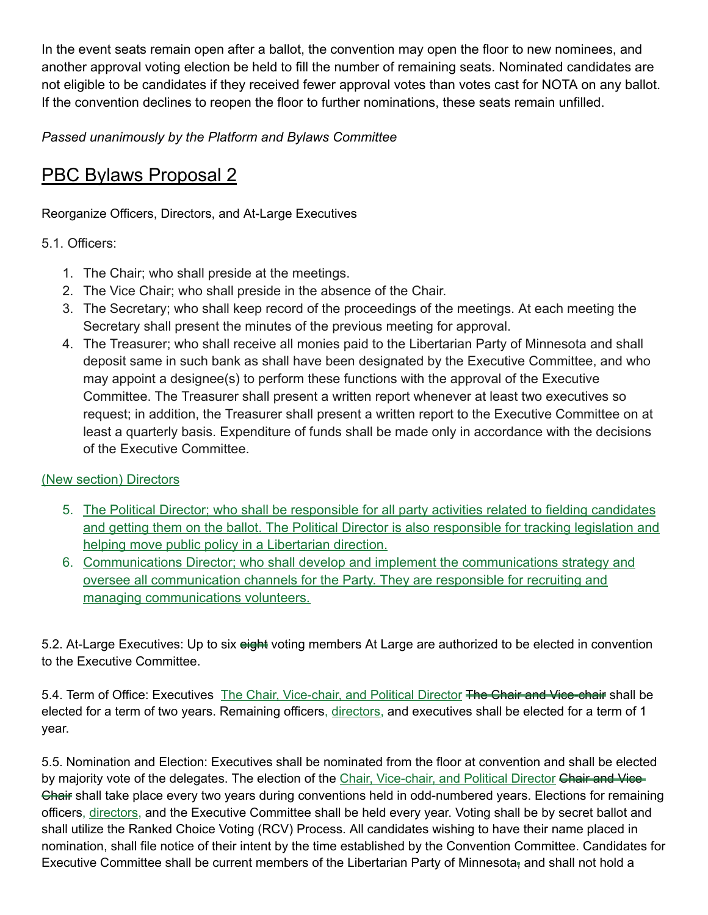In the event seats remain open after a ballot, the convention may open the floor to new nominees, and another approval voting election be held to fill the number of remaining seats. Nominated candidates are not eligible to be candidates if they received fewer approval votes than votes cast for NOTA on any ballot. If the convention declines to reopen the floor to further nominations, these seats remain unfilled.

*Passed unanimously by the Platform and Bylaws Committee*

## PBC Bylaws Proposal 2

Reorganize Officers, Directors, and At-Large Executives

5.1. Officers:

1. The Chair; who shall preside at the meetings.
2. The Vice Chair; who shall preside in the absence of the Chair.
3. The Secretary; who shall keep record of the proceedings of the meetings. At each meeting the Secretary shall present the minutes of the previous meeting for approval.
4. The Treasurer; who shall receive all monies paid to the Libertarian Party of Minnesota and shall deposit same in such bank as shall have been designated by the Executive Committee, and who may appoint a designee(s) to perform these functions with the approval of the Executive Committee. The Treasurer shall present a written report whenever at least two executives so request; in addition, the Treasurer shall present a written report to the Executive Committee on at least a quarterly basis. Expenditure of funds shall be made only in accordance with the decisions of the Executive Committee.

<u>(New section) Directors</u>

5. <u>The Political Director; who shall be responsible for all party activities related to fielding candidates and getting them on the ballot. The Political Director is also responsible for tracking legislation and helping move public policy in a Libertarian direction.</u>
6. <u>Communications Director; who shall develop and implement the communications strategy and oversee all communication channels for the Party. They are responsible for recruiting and managing communications volunteers.</u>

5.2. At-Large Executives: Up to six ~~eight~~ voting members At Large are authorized to be elected in convention to the Executive Committee.

5.4. Term of Office: Executives <u>The Chair, Vice-chair, and Political Director</u> ~~The Chair and Vice-chair~~ shall be elected for a term of two years. Remaining officers<u>, directors,</u> and executives shall be elected for a term of 1 year.

5.5. Nomination and Election: Executives shall be nominated from the floor at convention and shall be elected by majority vote of the delegates. The election of the <u>Chair, Vice-chair, and Political Director</u> ~~Chair and Vice-Chair~~ shall take place every two years during conventions held in odd-numbered years. Elections for remaining officers, <u>directors,</u> and the Executive Committee shall be held every year. Voting shall be by secret ballot and shall utilize the Ranked Choice Voting (RCV) Process. All candidates wishing to have their name placed in nomination, shall file notice of their intent by the time established by the Convention Committee. Candidates for Executive Committee shall be current members of the Libertarian Party of Minnesota~~,~~ and shall not hold a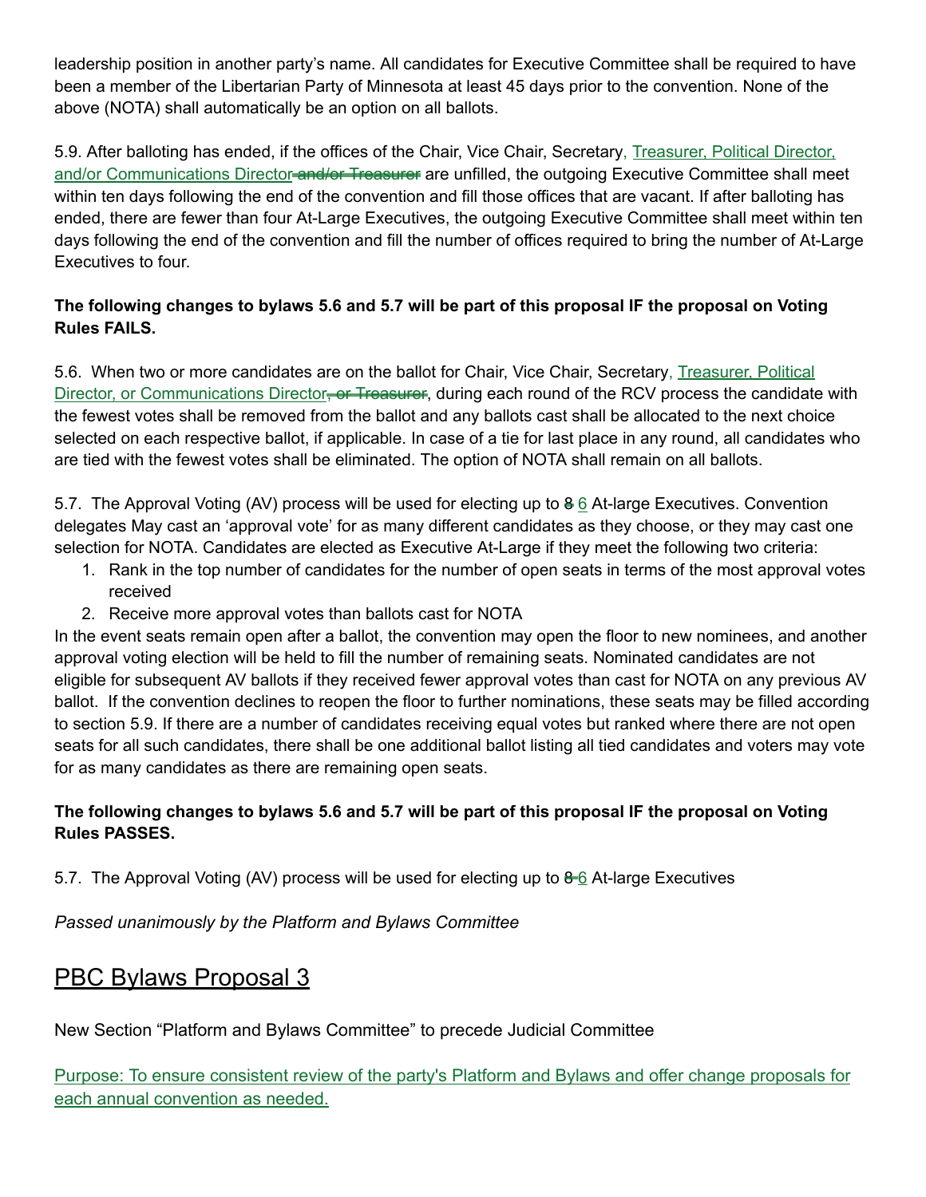leadership position in another party's name. All candidates for Executive Committee shall be required to have been a member of the Libertarian Party of Minnesota at least 45 days prior to the convention. None of the above (NOTA) shall automatically be an option on all ballots.

5.9. After balloting has ended, if the offices of the Chair, Vice Chair, Secretary, <u>Treasurer, Political Director, and/or Communications Director</u> ~~and/or Treasurer~~ are unfilled, the outgoing Executive Committee shall meet within ten days following the end of the convention and fill those offices that are vacant. If after balloting has ended, there are fewer than four At-Large Executives, the outgoing Executive Committee shall meet within ten days following the end of the convention and fill the number of offices required to bring the number of At-Large Executives to four.

**The following changes to bylaws 5.6 and 5.7 will be part of this proposal IF the proposal on Voting Rules FAILS.**

5.6. When two or more candidates are on the ballot for Chair, Vice Chair, Secretary, <u>Treasurer, Political Director, or Communications Director</u>~~, or Treasurer~~, during each round of the RCV process the candidate with the fewest votes shall be removed from the ballot and any ballots cast shall be allocated to the next choice selected on each respective ballot, if applicable. In case of a tie for last place in any round, all candidates who are tied with the fewest votes shall be eliminated. The option of NOTA shall remain on all ballots.

5.7. The Approval Voting (AV) process will be used for electing up to ~~8~~ <u>6</u> At-large Executives. Convention delegates May cast an 'approval vote' for as many different candidates as they choose, or they may cast one selection for NOTA. Candidates are elected as Executive At-Large if they meet the following two criteria:

1. Rank in the top number of candidates for the number of open seats in terms of the most approval votes received
2. Receive more approval votes than ballots cast for NOTA

In the event seats remain open after a ballot, the convention may open the floor to new nominees, and another approval voting election will be held to fill the number of remaining seats. Nominated candidates are not eligible for subsequent AV ballots if they received fewer approval votes than cast for NOTA on any previous AV ballot. If the convention declines to reopen the floor to further nominations, these seats may be filled according to section 5.9. If there are a number of candidates receiving equal votes but ranked where there are not open seats for all such candidates, there shall be one additional ballot listing all tied candidates and voters may vote for as many candidates as there are remaining open seats.

**The following changes to bylaws 5.6 and 5.7 will be part of this proposal IF the proposal on Voting Rules PASSES.**

5.7. The Approval Voting (AV) process will be used for electing up to ~~8~~<u>6</u> At-large Executives

*Passed unanimously by the Platform and Bylaws Committee*

## <u>PBC Bylaws Proposal 3</u>

New Section "Platform and Bylaws Committee" to precede Judicial Committee

<u>Purpose: To ensure consistent review of the party's Platform and Bylaws and offer change proposals for each annual convention as needed.</u>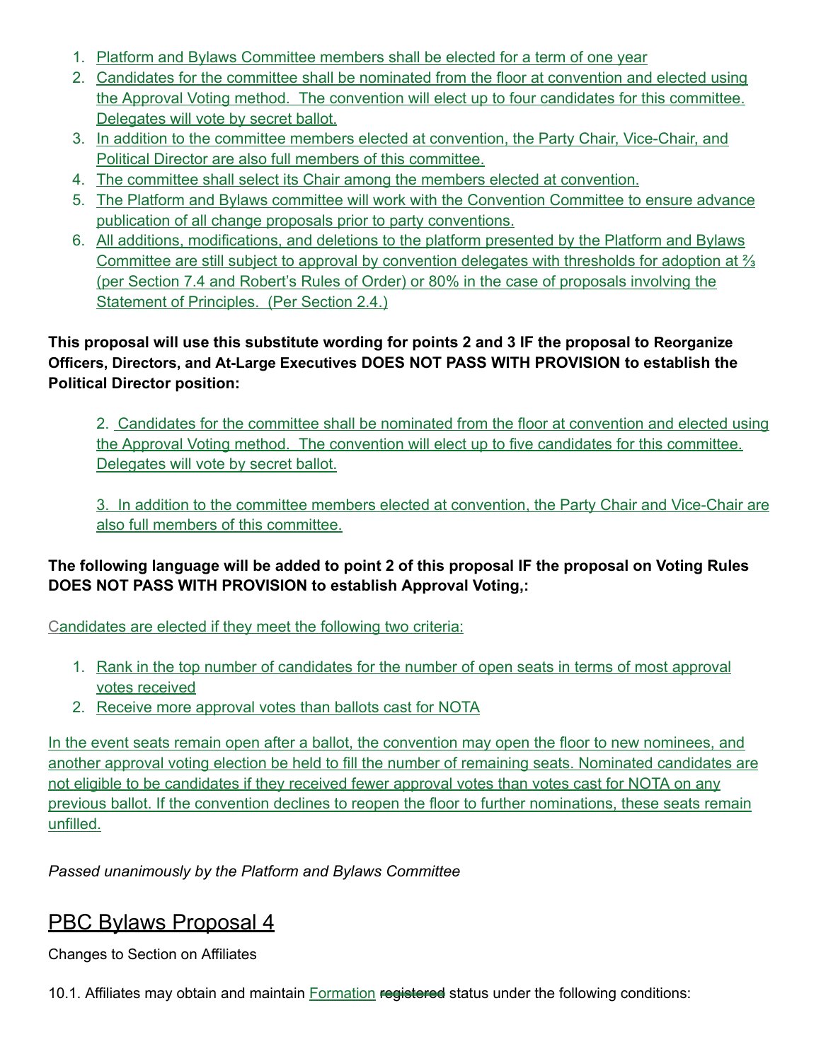1. Platform and Bylaws Committee members shall be elected for a term of one year
2. Candidates for the committee shall be nominated from the floor at convention and elected using the Approval Voting method. The convention will elect up to four candidates for this committee. Delegates will vote by secret ballot.
3. In addition to the committee members elected at convention, the Party Chair, Vice-Chair, and Political Director are also full members of this committee.
4. The committee shall select its Chair among the members elected at convention.
5. The Platform and Bylaws committee will work with the Convention Committee to ensure advance publication of all change proposals prior to party conventions.
6. All additions, modifications, and deletions to the platform presented by the Platform and Bylaws Committee are still subject to approval by convention delegates with thresholds for adoption at ⅔ (per Section 7.4 and Robert's Rules of Order) or 80% in the case of proposals involving the Statement of Principles. (Per Section 2.4.)

**This proposal will use this substitute wording for points 2 and 3 IF the proposal to Reorganize Officers, Directors, and At-Large Executives DOES NOT PASS WITH PROVISION to establish the Political Director position:**

> 2. Candidates for the committee shall be nominated from the floor at convention and elected using the Approval Voting method. The convention will elect up to five candidates for this committee. Delegates will vote by secret ballot.
>
> 3. In addition to the committee members elected at convention, the Party Chair and Vice-Chair are also full members of this committee.

**The following language will be added to point 2 of this proposal IF the proposal on Voting Rules DOES NOT PASS WITH PROVISION to establish Approval Voting,:**

Candidates are elected if they meet the following two criteria:

1. Rank in the top number of candidates for the number of open seats in terms of most approval votes received
2. Receive more approval votes than ballots cast for NOTA

In the event seats remain open after a ballot, the convention may open the floor to new nominees, and another approval voting election be held to fill the number of remaining seats. Nominated candidates are not eligible to be candidates if they received fewer approval votes than votes cast for NOTA on any previous ballot. If the convention declines to reopen the floor to further nominations, these seats remain unfilled.

*Passed unanimously by the Platform and Bylaws Committee*

## PBC Bylaws Proposal 4

Changes to Section on Affiliates

10.1. Affiliates may obtain and maintain Formation ~~registered~~ status under the following conditions: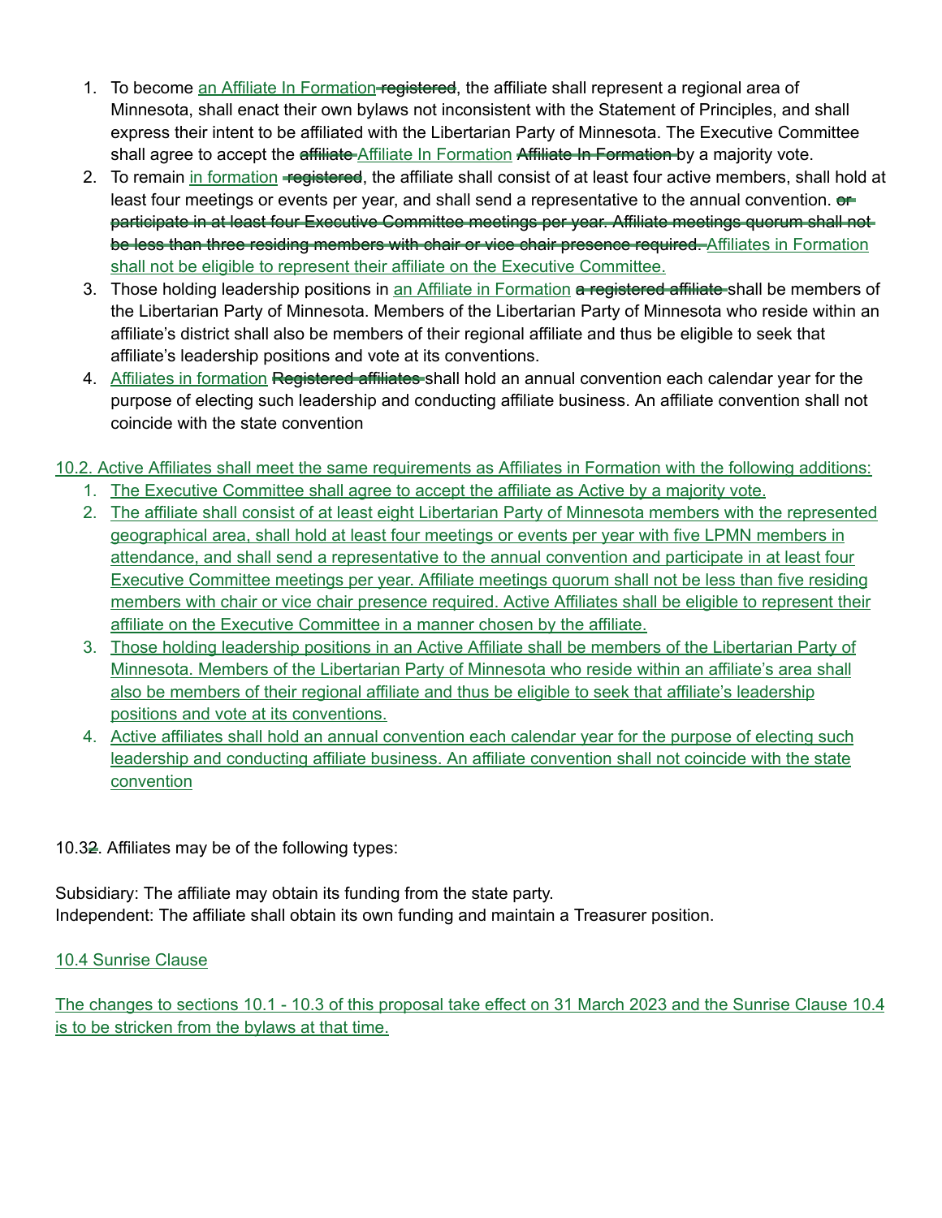1. To become an Affiliate In Formation ~~registered~~, the affiliate shall represent a regional area of Minnesota, shall enact their own bylaws not inconsistent with the Statement of Principles, and shall express their intent to be affiliated with the Libertarian Party of Minnesota. The Executive Committee shall agree to accept the ~~affiliate~~ Affiliate In Formation ~~Affiliate In Formation~~ by a majority vote.
2. To remain in formation ~~registered~~, the affiliate shall consist of at least four active members, shall hold at least four meetings or events per year, and shall send a representative to the annual convention. ~~or participate in at least four Executive Committee meetings per year. Affiliate meetings quorum shall not be less than three residing members with chair or vice chair presence required.~~ Affiliates in Formation shall not be eligible to represent their affiliate on the Executive Committee.
3. Those holding leadership positions in an Affiliate in Formation ~~a registered affiliate~~ shall be members of the Libertarian Party of Minnesota. Members of the Libertarian Party of Minnesota who reside within an affiliate's district shall also be members of their regional affiliate and thus be eligible to seek that affiliate's leadership positions and vote at its conventions.
4. Affiliates in formation ~~Registered affiliates~~ shall hold an annual convention each calendar year for the purpose of electing such leadership and conducting affiliate business. An affiliate convention shall not coincide with the state convention

10.2. Active Affiliates shall meet the same requirements as Affiliates in Formation with the following additions:

1. The Executive Committee shall agree to accept the affiliate as Active by a majority vote.
2. The affiliate shall consist of at least eight Libertarian Party of Minnesota members with the represented geographical area, shall hold at least four meetings or events per year with five LPMN members in attendance, and shall send a representative to the annual convention and participate in at least four Executive Committee meetings per year. Affiliate meetings quorum shall not be less than five residing members with chair or vice chair presence required. Active Affiliates shall be eligible to represent their affiliate on the Executive Committee in a manner chosen by the affiliate.
3. Those holding leadership positions in an Active Affiliate shall be members of the Libertarian Party of Minnesota. Members of the Libertarian Party of Minnesota who reside within an affiliate's area shall also be members of their regional affiliate and thus be eligible to seek that affiliate's leadership positions and vote at its conventions.
4. Active affiliates shall hold an annual convention each calendar year for the purpose of electing such leadership and conducting affiliate business. An affiliate convention shall not coincide with the state convention

10.3~~2~~. Affiliates may be of the following types:

Subsidiary: The affiliate may obtain its funding from the state party.
Independent: The affiliate shall obtain its own funding and maintain a Treasurer position.

10.4 Sunrise Clause

The changes to sections 10.1 - 10.3 of this proposal take effect on 31 March 2023 and the Sunrise Clause 10.4 is to be stricken from the bylaws at that time.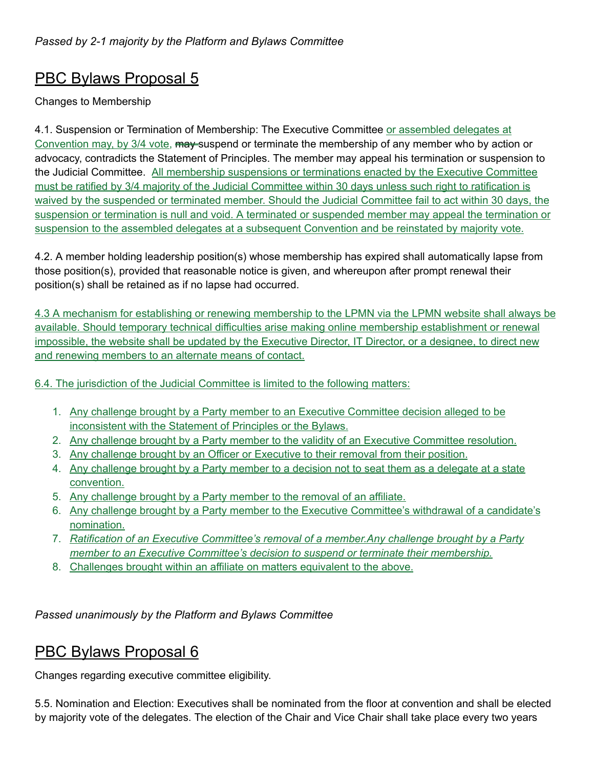*Passed by 2-1 majority by the Platform and Bylaws Committee*

## PBC Bylaws Proposal 5

Changes to Membership

4.1. Suspension or Termination of Membership: The Executive Committee or assembled delegates at Convention may, by 3/4 vote, ~~may~~ suspend or terminate the membership of any member who by action or advocacy, contradicts the Statement of Principles. The member may appeal his termination or suspension to the Judicial Committee. All membership suspensions or terminations enacted by the Executive Committee must be ratified by 3/4 majority of the Judicial Committee within 30 days unless such right to ratification is waived by the suspended or terminated member. Should the Judicial Committee fail to act within 30 days, the suspension or termination is null and void. A terminated or suspended member may appeal the termination or suspension to the assembled delegates at a subsequent Convention and be reinstated by majority vote.

4.2. A member holding leadership position(s) whose membership has expired shall automatically lapse from those position(s), provided that reasonable notice is given, and whereupon after prompt renewal their position(s) shall be retained as if no lapse had occurred.

4.3 A mechanism for establishing or renewing membership to the LPMN via the LPMN website shall always be available. Should temporary technical difficulties arise making online membership establishment or renewal impossible, the website shall be updated by the Executive Director, IT Director, or a designee, to direct new and renewing members to an alternate means of contact.

6.4. The jurisdiction of the Judicial Committee is limited to the following matters:

1. Any challenge brought by a Party member to an Executive Committee decision alleged to be inconsistent with the Statement of Principles or the Bylaws.
2. Any challenge brought by a Party member to the validity of an Executive Committee resolution.
3. Any challenge brought by an Officer or Executive to their removal from their position.
4. Any challenge brought by a Party member to a decision not to seat them as a delegate at a state convention.
5. Any challenge brought by a Party member to the removal of an affiliate.
6. Any challenge brought by a Party member to the Executive Committee's withdrawal of a candidate's nomination.
7. *Ratification of an Executive Committee's removal of a member.Any challenge brought by a Party member to an Executive Committee's decision to suspend or terminate their membership.*
8. Challenges brought within an affiliate on matters equivalent to the above.

*Passed unanimously by the Platform and Bylaws Committee*

## PBC Bylaws Proposal 6

Changes regarding executive committee eligibility.

5.5. Nomination and Election: Executives shall be nominated from the floor at convention and shall be elected by majority vote of the delegates. The election of the Chair and Vice Chair shall take place every two years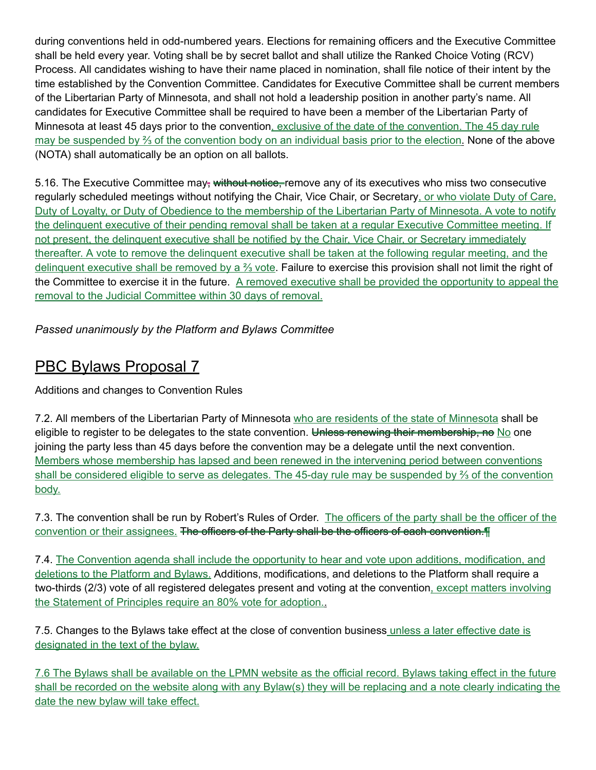during conventions held in odd-numbered years. Elections for remaining officers and the Executive Committee shall be held every year. Voting shall be by secret ballot and shall utilize the Ranked Choice Voting (RCV) Process. All candidates wishing to have their name placed in nomination, shall file notice of their intent by the time established by the Convention Committee. Candidates for Executive Committee shall be current members of the Libertarian Party of Minnesota, and shall not hold a leadership position in another party's name. All candidates for Executive Committee shall be required to have been a member of the Libertarian Party of Minnesota at least 45 days prior to the convention<u>, exclusive of the date of the convention. The 45 day rule may be suspended by ⅔ of the convention body on an individual basis prior to the election</u>. None of the above (NOTA) shall automatically be an option on all ballots.

5.16. The Executive Committee may~~, without notice,~~ remove any of its executives who miss two consecutive regularly scheduled meetings without notifying the Chair, Vice Chair, or Secretary<u>, or who violate Duty of Care, Duty of Loyalty, or Duty of Obedience to the membership of the Libertarian Party of Minnesota. A vote to notify the delinquent executive of their pending removal shall be taken at a regular Executive Committee meeting. If not present, the delinquent executive shall be notified by the Chair, Vice Chair, or Secretary immediately thereafter. A vote to remove the delinquent executive shall be taken at the following regular meeting, and the delinquent executive shall be removed by a ⅔ vote</u>. Failure to exercise this provision shall not limit the right of the Committee to exercise it in the future. <u>A removed executive shall be provided the opportunity to appeal the removal to the Judicial Committee within 30 days of removal.</u>

*Passed unanimously by the Platform and Bylaws Committee*

## PBC Bylaws Proposal 7

Additions and changes to Convention Rules

7.2. All members of the Libertarian Party of Minnesota <u>who are residents of the state of Minnesota</u> shall be eligible to register to be delegates to the state convention. ~~Unless renewing their membership, no~~ <u>No</u> one joining the party less than 45 days before the convention may be a delegate until the next convention. <u>Members whose membership has lapsed and been renewed in the intervening period between conventions shall be considered eligible to serve as delegates. The 45-day rule may be suspended by ⅔ of the convention body.</u>

7.3. The convention shall be run by Robert's Rules of Order. <u>The officers of the party shall be the officer of the convention or their assignees.</u> ~~The officers of the Party shall be the officers of each convention.~~

7.4. <u>The Convention agenda shall include the opportunity to hear and vote upon additions, modification, and deletions to the Platform and Bylaws.</u> Additions, modifications, and deletions to the Platform shall require a two-thirds (2/3) vote of all registered delegates present and voting at the convention<u>, except matters involving the Statement of Principles require an 80% vote for adoption.</u>.

7.5. Changes to the Bylaws take effect at the close of convention business<u> unless a later effective date is designated in the text of the bylaw.</u>

<u>7.6 The Bylaws shall be available on the LPMN website as the official record. Bylaws taking effect in the future shall be recorded on the website along with any Bylaw(s) they will be replacing and a note clearly indicating the date the new bylaw will take effect.</u>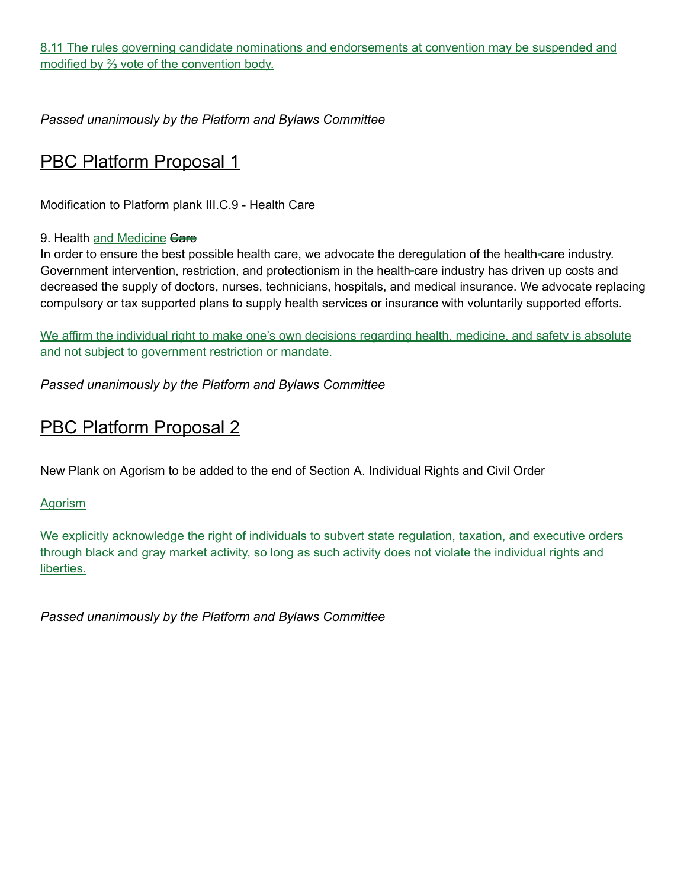8.11 The rules governing candidate nominations and endorsements at convention may be suspended and modified by ⅔ vote of the convention body.

*Passed unanimously by the Platform and Bylaws Committee*

## PBC Platform Proposal 1

Modification to Platform plank III.C.9 - Health Care

9. Health and Medicine ~~Care~~

In order to ensure the best possible health care, we advocate the deregulation of the health care industry. Government intervention, restriction, and protectionism in the health care industry has driven up costs and decreased the supply of doctors, nurses, technicians, hospitals, and medical insurance. We advocate replacing compulsory or tax supported plans to supply health services or insurance with voluntarily supported efforts.

We affirm the individual right to make one's own decisions regarding health, medicine, and safety is absolute and not subject to government restriction or mandate.

*Passed unanimously by the Platform and Bylaws Committee*

## PBC Platform Proposal 2

New Plank on Agorism to be added to the end of Section A. Individual Rights and Civil Order

Agorism

We explicitly acknowledge the right of individuals to subvert state regulation, taxation, and executive orders through black and gray market activity, so long as such activity does not violate the individual rights and liberties.

*Passed unanimously by the Platform and Bylaws Committee*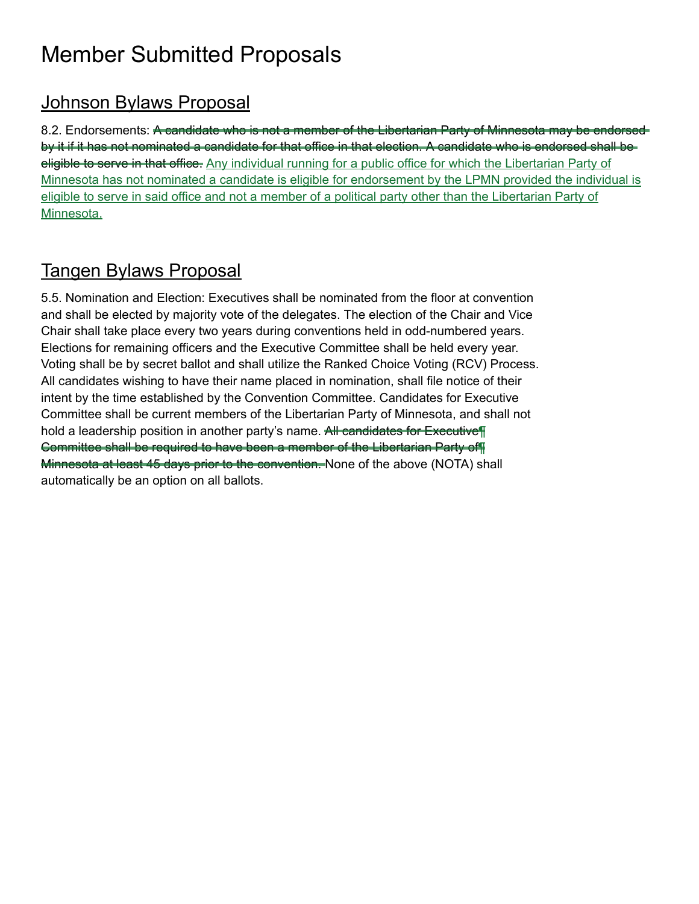# Member Submitted Proposals

## Johnson Bylaws Proposal

8.2. Endorsements: ~~A candidate who is not a member of the Libertarian Party of Minnesota may be endorsed by it if it has not nominated a candidate for that office in that election. A candidate who is endorsed shall be eligible to serve in that office.~~ <u>Any individual running for a public office for which the Libertarian Party of Minnesota has not nominated a candidate is eligible for endorsement by the LPMN provided the individual is eligible to serve in said office and not a member of a political party other than the Libertarian Party of Minnesota.</u>

## Tangen Bylaws Proposal

5.5. Nomination and Election: Executives shall be nominated from the floor at convention and shall be elected by majority vote of the delegates. The election of the Chair and Vice Chair shall take place every two years during conventions held in odd-numbered years. Elections for remaining officers and the Executive Committee shall be held every year. Voting shall be by secret ballot and shall utilize the Ranked Choice Voting (RCV) Process. All candidates wishing to have their name placed in nomination, shall file notice of their intent by the time established by the Convention Committee. Candidates for Executive Committee shall be current members of the Libertarian Party of Minnesota, and shall not hold a leadership position in another party's name. ~~All candidates for Executive Committee shall be required to have been a member of the Libertarian Party of Minnesota at least 45 days prior to the convention.~~ None of the above (NOTA) shall automatically be an option on all ballots.